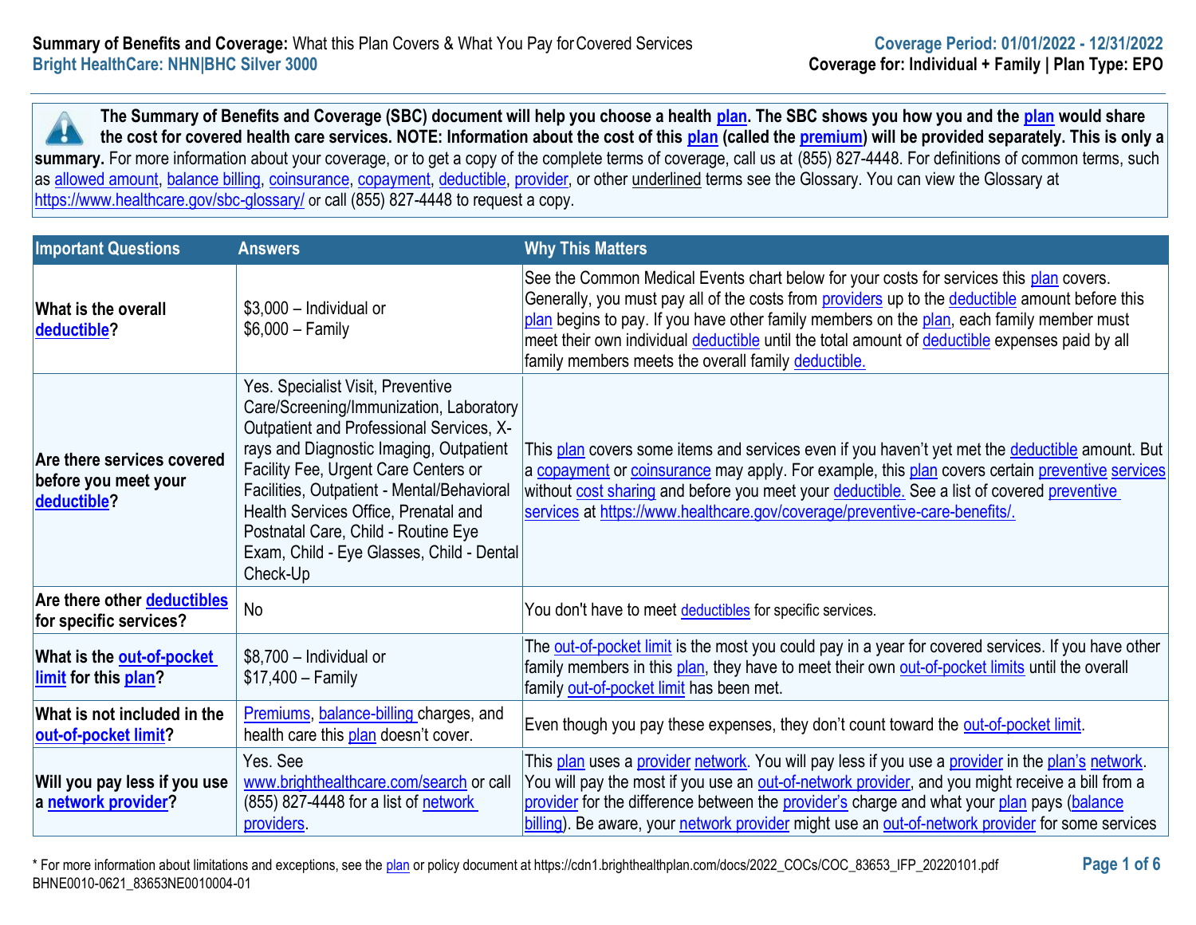**Summary of Benefits and Coverage:** What this Plan Covers & What You Pay for Covered Services
**Bright HealthCare: NHN|BHC Silver 3000**

**Coverage Period: 01/01/2022 - 12/31/2022**
**Coverage for: Individual + Family | Plan Type: EPO**

**The Summary of Benefits and Coverage (SBC) document will help you choose a health plan. The SBC shows you how you and the plan would share the cost for covered health care services. NOTE: Information about the cost of this plan (called the premium) will be provided separately. This is only a summary.** For more information about your coverage, or to get a copy of the complete terms of coverage, call us at (855) 827-4448. For definitions of common terms, such as allowed amount, balance billing, coinsurance, copayment, deductible, provider, or other underlined terms see the Glossary. You can view the Glossary at https://www.healthcare.gov/sbc-glossary/ or call (855) 827-4448 to request a copy.

| Important Questions | Answers | Why This Matters |
|---|---|---|
| **What is the overall deductible?** | $3,000 – Individual or $6,000 – Family | See the Common Medical Events chart below for your costs for services this plan covers. Generally, you must pay all of the costs from providers up to the deductible amount before this plan begins to pay. If you have other family members on the plan, each family member must meet their own individual deductible until the total amount of deductible expenses paid by all family members meets the overall family deductible. |
| **Are there services covered before you meet your deductible?** | Yes. Specialist Visit, Preventive Care/Screening/Immunization, Laboratory Outpatient and Professional Services, X-rays and Diagnostic Imaging, Outpatient Facility Fee, Urgent Care Centers or Facilities, Outpatient - Mental/Behavioral Health Services Office, Prenatal and Postnatal Care, Child - Routine Eye Exam, Child - Eye Glasses, Child - Dental Check-Up | This plan covers some items and services even if you haven't yet met the deductible amount. But a copayment or coinsurance may apply. For example, this plan covers certain preventive services without cost sharing and before you meet your deductible. See a list of covered preventive services at https://www.healthcare.gov/coverage/preventive-care-benefits/. |
| **Are there other deductibles for specific services?** | No | You don't have to meet deductibles for specific services. |
| **What is the out-of-pocket limit for this plan?** | $8,700 – Individual or $17,400 – Family | The out-of-pocket limit is the most you could pay in a year for covered services. If you have other family members in this plan, they have to meet their own out-of-pocket limits until the overall family out-of-pocket limit has been met. |
| **What is not included in the out-of-pocket limit?** | Premiums, balance-billing charges, and health care this plan doesn't cover. | Even though you pay these expenses, they don't count toward the out-of-pocket limit. |
| **Will you pay less if you use a network provider?** | Yes. See www.brighthealthcare.com/search or call (855) 827-4448 for a list of network providers. | This plan uses a provider network. You will pay less if you use a provider in the plan's network. You will pay the most if you use an out-of-network provider, and you might receive a bill from a provider for the difference between the provider's charge and what your plan pays (balance billing). Be aware, your network provider might use an out-of-network provider for some services |

* For more information about limitations and exceptions, see the plan or policy document at https://cdn1.brighthealthplan.com/docs/2022_COCs/COC_83653_IFP_20220101.pdf
BHNE0010-0621_83653NE0010004-01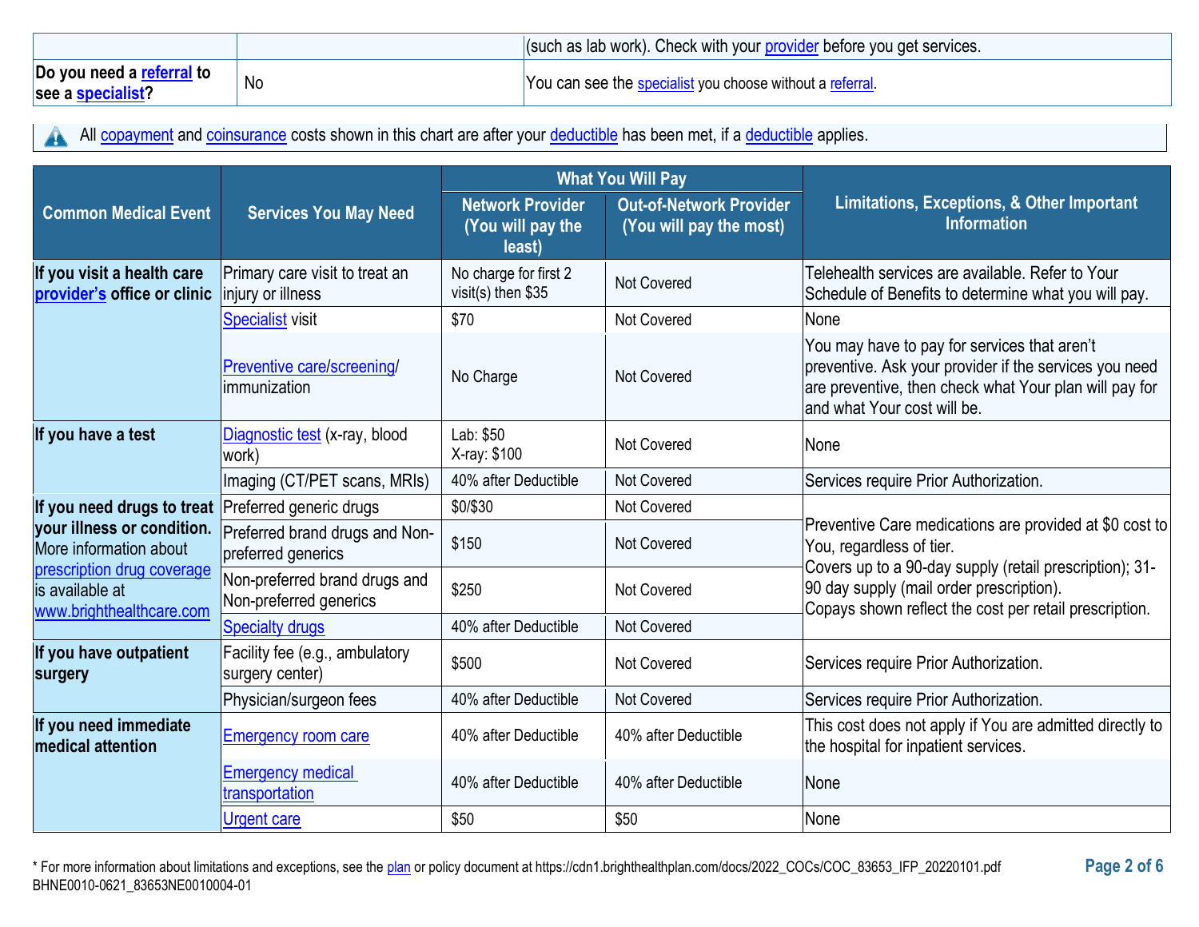| | | (such as lab work). Check with your provider before you get services. |
|---|---|---|
| **Do you need a referral to see a specialist?** | No | You can see the specialist you choose without a referral. |

All copayment and coinsurance costs shown in this chart are after your deductible has been met, if a deductible applies.

| Common Medical Event | Services You May Need | What You Will Pay | | Limitations, Exceptions, & Other Important Information |
|---|---|---|---|---|
| | | Network Provider (You will pay the least) | Out-of-Network Provider (You will pay the most) | |
| **If you visit a health care provider's office or clinic** | Primary care visit to treat an injury or illness | No charge for first 2 visit(s) then $35 | Not Covered | Telehealth services are available. Refer to Your Schedule of Benefits to determine what you will pay. |
| | Specialist visit | $70 | Not Covered | None |
| | Preventive care/screening/ immunization | No Charge | Not Covered | You may have to pay for services that aren't preventive. Ask your provider if the services you need are preventive, then check what Your plan will pay for and what Your cost will be. |
| **If you have a test** | Diagnostic test (x-ray, blood work) | Lab: $50<br>X-ray: $100 | Not Covered | None |
| | Imaging (CT/PET scans, MRIs) | 40% after Deductible | Not Covered | Services require Prior Authorization. |
| **If you need drugs to treat your illness or condition.** More information about prescription drug coverage is available at www.brighthealthcare.com | Preferred generic drugs | $0/$30 | Not Covered | Preventive Care medications are provided at $0 cost to You, regardless of tier.<br>Covers up to a 90-day supply (retail prescription); 31-90 day supply (mail order prescription).<br>Copays shown reflect the cost per retail prescription. |
| | Preferred brand drugs and Non-preferred generics | $150 | Not Covered | |
| | Non-preferred brand drugs and Non-preferred generics | $250 | Not Covered | |
| | Specialty drugs | 40% after Deductible | Not Covered | |
| **If you have outpatient surgery** | Facility fee (e.g., ambulatory surgery center) | $500 | Not Covered | Services require Prior Authorization. |
| | Physician/surgeon fees | 40% after Deductible | Not Covered | Services require Prior Authorization. |
| **If you need immediate medical attention** | Emergency room care | 40% after Deductible | 40% after Deductible | This cost does not apply if You are admitted directly to the hospital for inpatient services. |
| | Emergency medical transportation | 40% after Deductible | 40% after Deductible | None |
| | Urgent care | $50 | $50 | None |

* For more information about limitations and exceptions, see the plan or policy document at https://cdn1.brighthealthplan.com/docs/2022_COCs/COC_83653_IFP_20220101.pdf

BHNE0010-0621_83653NE0010004-01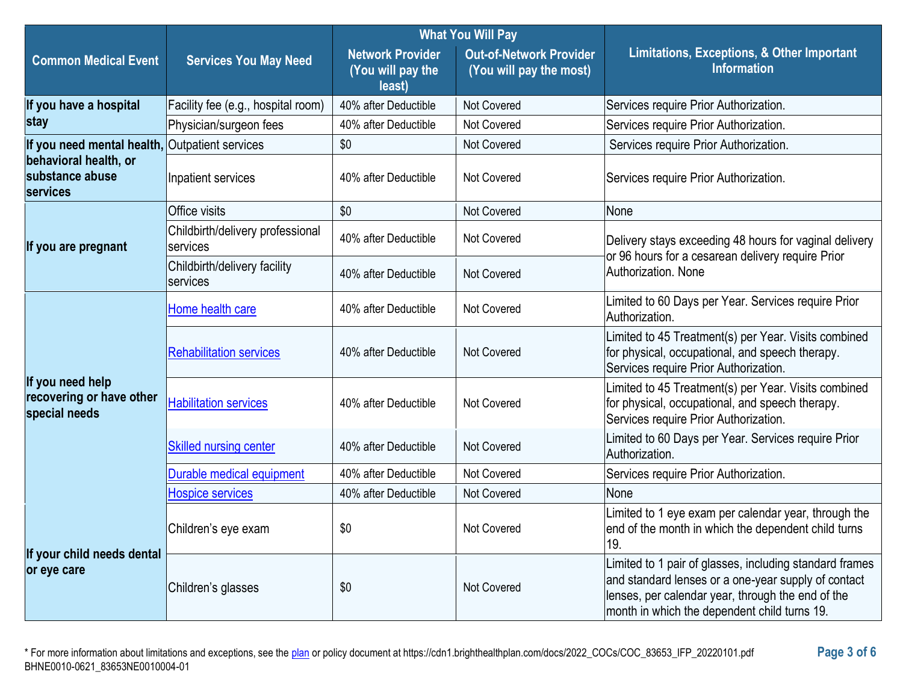| Common Medical Event | Services You May Need | What You Will Pay | | Limitations, Exceptions, & Other Important Information |
|---|---|---|---|---|
| | | Network Provider (You will pay the least) | Out-of-Network Provider (You will pay the most) | |
| If you have a hospital stay | Facility fee (e.g., hospital room) | 40% after Deductible | Not Covered | Services require Prior Authorization. |
| | Physician/surgeon fees | 40% after Deductible | Not Covered | Services require Prior Authorization. |
| If you need mental health, behavioral health, or substance abuse services | Outpatient services | $0 | Not Covered | Services require Prior Authorization. |
| | Inpatient services | 40% after Deductible | Not Covered | Services require Prior Authorization. |
| If you are pregnant | Office visits | $0 | Not Covered | None |
| | Childbirth/delivery professional services | 40% after Deductible | Not Covered | Delivery stays exceeding 48 hours for vaginal delivery or 96 hours for a cesarean delivery require Prior Authorization. None |
| | Childbirth/delivery facility services | 40% after Deductible | Not Covered | |
| If you need help recovering or have other special needs | Home health care | 40% after Deductible | Not Covered | Limited to 60 Days per Year. Services require Prior Authorization. |
| | Rehabilitation services | 40% after Deductible | Not Covered | Limited to 45 Treatment(s) per Year. Visits combined for physical, occupational, and speech therapy. Services require Prior Authorization. |
| | Habilitation services | 40% after Deductible | Not Covered | Limited to 45 Treatment(s) per Year. Visits combined for physical, occupational, and speech therapy. Services require Prior Authorization. |
| | Skilled nursing center | 40% after Deductible | Not Covered | Limited to 60 Days per Year. Services require Prior Authorization. |
| | Durable medical equipment | 40% after Deductible | Not Covered | Services require Prior Authorization. |
| | Hospice services | 40% after Deductible | Not Covered | None |
| If your child needs dental or eye care | Children's eye exam | $0 | Not Covered | Limited to 1 eye exam per calendar year, through the end of the month in which the dependent child turns 19. |
| | Children's glasses | $0 | Not Covered | Limited to 1 pair of glasses, including standard frames and standard lenses or a one-year supply of contact lenses, per calendar year, through the end of the month in which the dependent child turns 19. |

* For more information about limitations and exceptions, see the plan or policy document at https://cdn1.brighthealthplan.com/docs/2022_COCs/COC_83653_IFP_20220101.pdf
BHNE0010-0621_83653NE0010004-01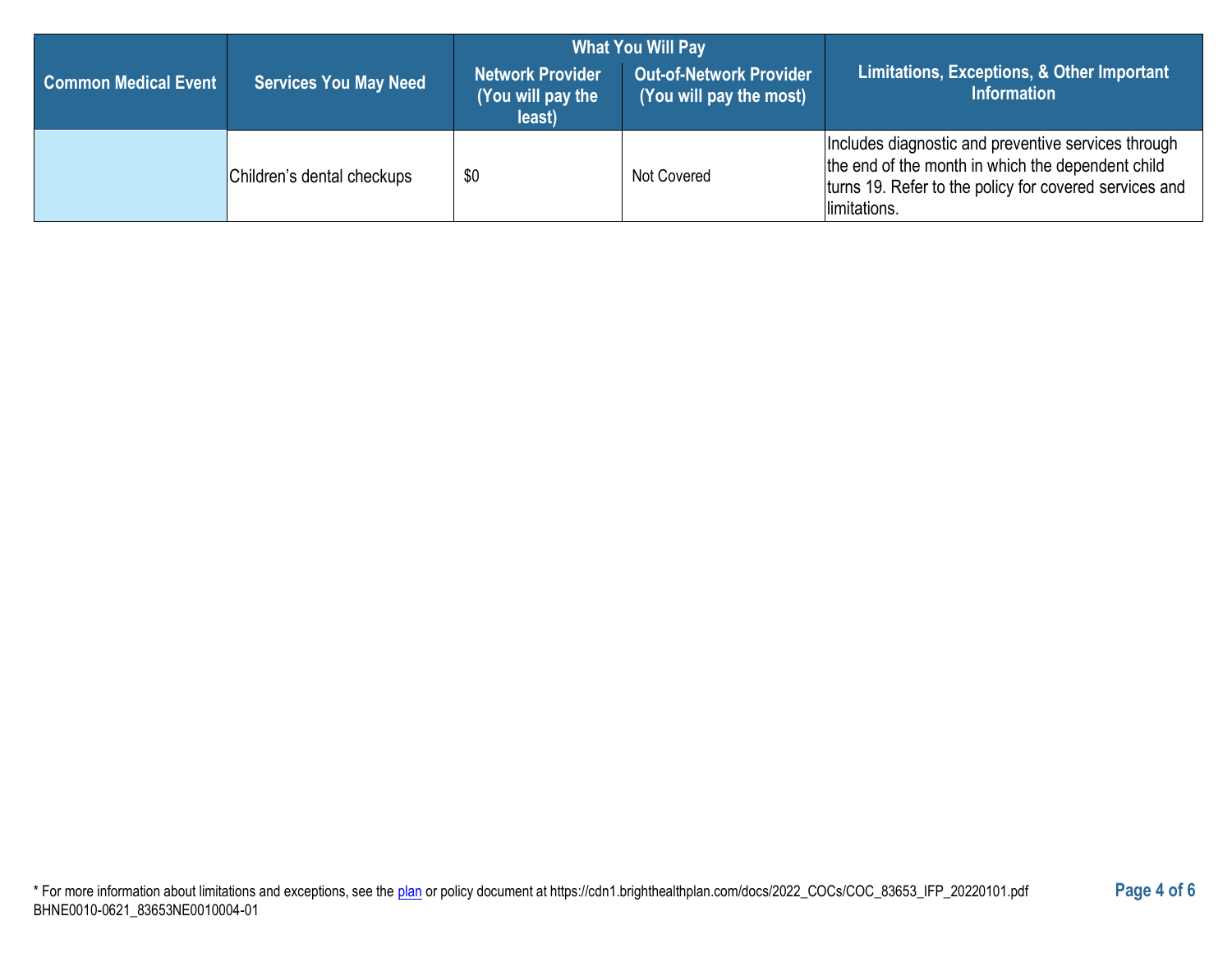| Common Medical Event | Services You May Need | What You Will Pay | | Limitations, Exceptions, & Other Important Information |
|---|---|---|---|---|
| | | Network Provider (You will pay the least) | Out-of-Network Provider (You will pay the most) | |
| | Children's dental checkups | $0 | Not Covered | Includes diagnostic and preventive services through the end of the month in which the dependent child turns 19. Refer to the policy for covered services and limitations. |

* For more information about limitations and exceptions, see the plan or policy document at https://cdn1.brighthealthplan.com/docs/2022_COCs/COC_83653_IFP_20220101.pdf
BHNE0010-0621_83653NE0010004-01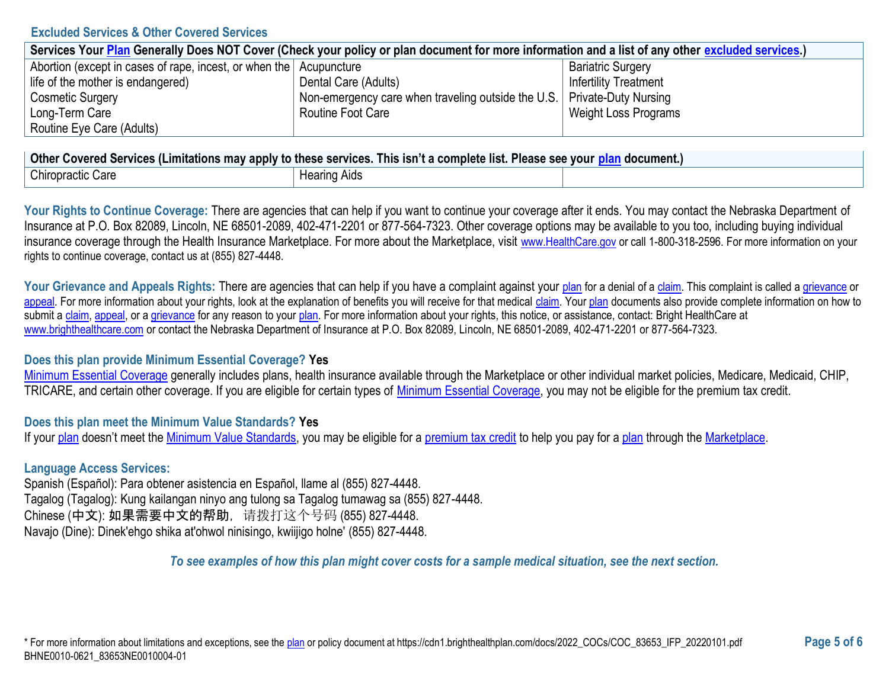## Excluded Services & Other Covered Services

| Services Your Plan Generally Does NOT Cover (Check your policy or plan document for more information and a list of any other excluded services.) | | |
|---|---|---|
| Abortion (except in cases of rape, incest, or when the life of the mother is endangered)<br>Cosmetic Surgery<br>Long-Term Care<br>Routine Eye Care (Adults) | Acupuncture<br>Dental Care (Adults)<br>Non-emergency care when traveling outside the U.S.<br>Routine Foot Care | Bariatric Surgery<br>Infertility Treatment<br>Private-Duty Nursing<br>Weight Loss Programs |

| Other Covered Services (Limitations may apply to these services. This isn't a complete list. Please see your plan document.) | | |
|---|---|---|
| Chiropractic Care | Hearing Aids | |

**Your Rights to Continue Coverage:** There are agencies that can help if you want to continue your coverage after it ends. You may contact the Nebraska Department of Insurance at P.O. Box 82089, Lincoln, NE 68501-2089, 402-471-2201 or 877-564-7323. Other coverage options may be available to you too, including buying individual insurance coverage through the Health Insurance Marketplace. For more about the Marketplace, visit www.HealthCare.gov or call 1-800-318-2596. For more information on your rights to continue coverage, contact us at (855) 827-4448.

**Your Grievance and Appeals Rights:** There are agencies that can help if you have a complaint against your plan for a denial of a claim. This complaint is called a grievance or appeal. For more information about your rights, look at the explanation of benefits you will receive for that medical claim. Your plan documents also provide complete information on how to submit a claim, appeal, or a grievance for any reason to your plan. For more information about your rights, this notice, or assistance, contact: Bright HealthCare at www.brighthealthcare.com or contact the Nebraska Department of Insurance at P.O. Box 82089, Lincoln, NE 68501-2089, 402-471-2201 or 877-564-7323.

**Does this plan provide Minimum Essential Coverage? Yes**

Minimum Essential Coverage generally includes plans, health insurance available through the Marketplace or other individual market policies, Medicare, Medicaid, CHIP, TRICARE, and certain other coverage. If you are eligible for certain types of Minimum Essential Coverage, you may not be eligible for the premium tax credit.

**Does this plan meet the Minimum Value Standards? Yes**

If your plan doesn't meet the Minimum Value Standards, you may be eligible for a premium tax credit to help you pay for a plan through the Marketplace.

**Language Access Services:**

Spanish (Español): Para obtener asistencia en Español, llame al (855) 827-4448.
Tagalog (Tagalog): Kung kailangan ninyo ang tulong sa Tagalog tumawag sa (855) 827-4448.
Chinese (中文): 如果需要中文的帮助，请拨打这个号码 (855) 827-4448.
Navajo (Dine): Dinek'ehgo shika at'ohwol ninisingo, kwiijigo holne' (855) 827-4448.

*To see examples of how this plan might cover costs for a sample medical situation, see the next section.*

* For more information about limitations and exceptions, see the plan or policy document at https://cdn1.brighthealthplan.com/docs/2022_COCs/COC_83653_IFP_20220101.pdf
BHNE0010-0621_83653NE0010004-01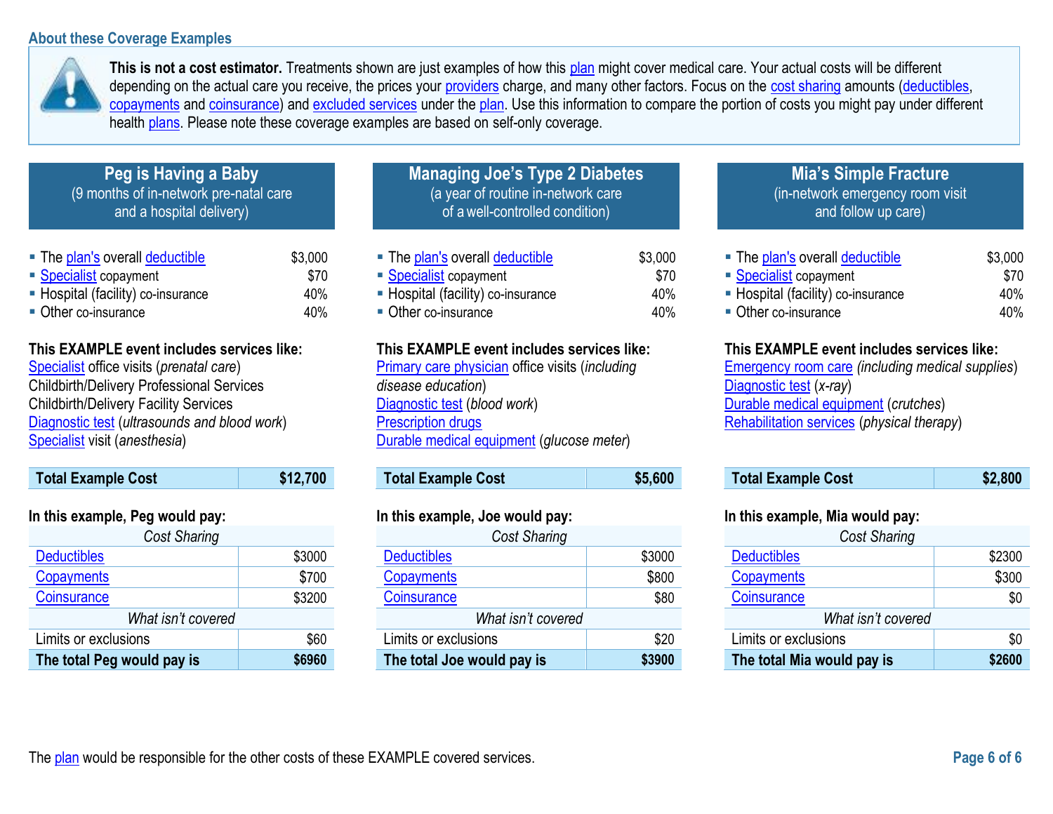## About these Coverage Examples

**This is not a cost estimator.** Treatments shown are just examples of how this plan might cover medical care. Your actual costs will be different depending on the actual care you receive, the prices your providers charge, and many other factors. Focus on the cost sharing amounts (deductibles, copayments and coinsurance) and excluded services under the plan. Use this information to compare the portion of costs you might pay under different health plans. Please note these coverage examples are based on self-only coverage.

### Peg is Having a Baby
(9 months of in-network pre-natal care and a hospital delivery)

- The plan's overall deductible $3,000
- Specialist copayment $70
- Hospital (facility) co-insurance 40%
- Other co-insurance 40%

**This EXAMPLE event includes services like:**
Specialist office visits (*prenatal care*)
Childbirth/Delivery Professional Services
Childbirth/Delivery Facility Services
Diagnostic test (*ultrasounds and blood work*)
Specialist visit (*anesthesia*)

| **Total Example Cost** | **$12,700** |
|---|---|

**In this example, Peg would pay:**

| *Cost Sharing* | |
|---|---|
| Deductibles | $3000 |
| Copayments | $700 |
| Coinsurance | $3200 |
| *What isn't covered* | |
| Limits or exclusions | $60 |
| **The total Peg would pay is** | **$6960** |

### Managing Joe's Type 2 Diabetes
(a year of routine in-network care of a well-controlled condition)

- The plan's overall deductible $3,000
- Specialist copayment $70
- Hospital (facility) co-insurance 40%
- Other co-insurance 40%

**This EXAMPLE event includes services like:**
Primary care physician office visits (*including disease education*)
Diagnostic test (*blood work*)
Prescription drugs
Durable medical equipment (*glucose meter*)

| **Total Example Cost** | **$5,600** |
|---|---|

**In this example, Joe would pay:**

| *Cost Sharing* | |
|---|---|
| Deductibles | $3000 |
| Copayments | $800 |
| Coinsurance | $80 |
| *What isn't covered* | |
| Limits or exclusions | $20 |
| **The total Joe would pay is** | **$3900** |

### Mia's Simple Fracture
(in-network emergency room visit and follow up care)

- The plan's overall deductible $3,000
- Specialist copayment $70
- Hospital (facility) co-insurance 40%
- Other co-insurance 40%

**This EXAMPLE event includes services like:**
Emergency room care *(including medical supplies)*
Diagnostic test (*x-ray)*
Durable medical equipment (*crutches*)
Rehabilitation services (*physical therapy*)

| **Total Example Cost** | **$2,800** |
|---|---|

**In this example, Mia would pay:**

| *Cost Sharing* | |
|---|---|
| Deductibles | $2300 |
| Copayments | $300 |
| Coinsurance | $0 |
| *What isn't covered* | |
| Limits or exclusions | $0 |
| **The total Mia would pay is** | **$2600** |

The plan would be responsible for the other costs of these EXAMPLE covered services.